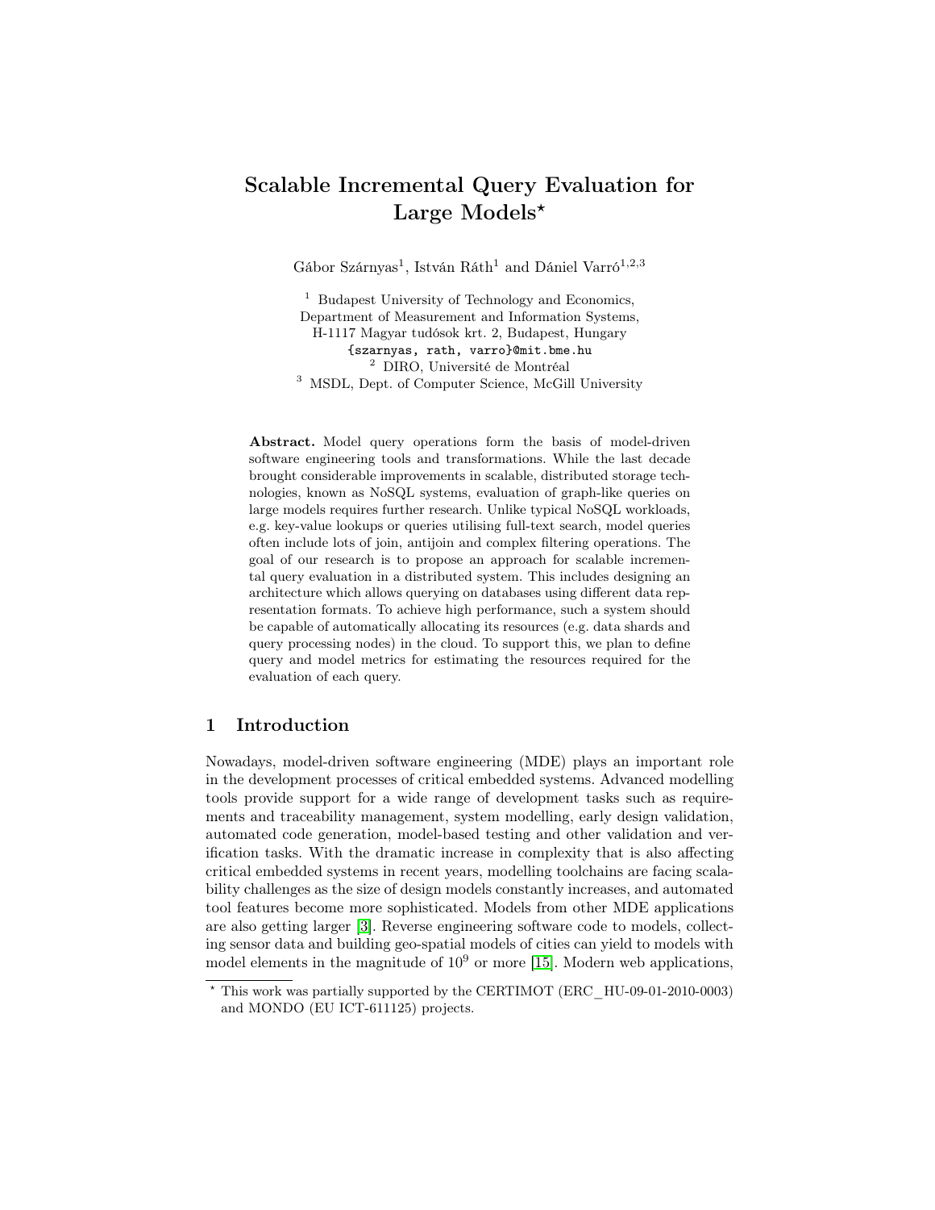# Scalable Incremental Query Evaluation for Large Models*

Gábor Szárnyas[1], István Ráth[1] and Dániel Varró[1,2,3]

[1] Budapest University of Technology and Economics,
Department of Measurement and Information Systems,
H-1117 Magyar tudósok krt. 2, Budapest, Hungary
{szarnyas, rath, varro}@mit.bme.hu
[2] DIRO, Université de Montréal
[3] MSDL, Dept. of Computer Science, McGill University

**Abstract.** Model query operations form the basis of model-driven software engineering tools and transformations. While the last decade brought considerable improvements in scalable, distributed storage technologies, known as NoSQL systems, evaluation of graph-like queries on large models requires further research. Unlike typical NoSQL workloads, e.g. key-value lookups or queries utilising full-text search, model queries often include lots of join, antijoin and complex filtering operations. The goal of our research is to propose an approach for scalable incremental query evaluation in a distributed system. This includes designing an architecture which allows querying on databases using different data representation formats. To achieve high performance, such a system should be capable of automatically allocating its resources (e.g. data shards and query processing nodes) in the cloud. To support this, we plan to define query and model metrics for estimating the resources required for the evaluation of each query.

## 1 Introduction

Nowadays, model-driven software engineering (MDE) plays an important role in the development processes of critical embedded systems. Advanced modelling tools provide support for a wide range of development tasks such as requirements and traceability management, system modelling, early design validation, automated code generation, model-based testing and other validation and verification tasks. With the dramatic increase in complexity that is also affecting critical embedded systems in recent years, modelling toolchains are facing scalability challenges as the size of design models constantly increases, and automated tool features become more sophisticated. Models from other MDE applications are also getting larger [3]. Reverse engineering software code to models, collecting sensor data and building geo-spatial models of cities can yield to models with model elements in the magnitude of $10^9$ or more [15]. Modern web applications,

* This work was partially supported by the CERTIMOT (ERC_HU-09-01-2010-0003) and MONDO (EU ICT-611125) projects.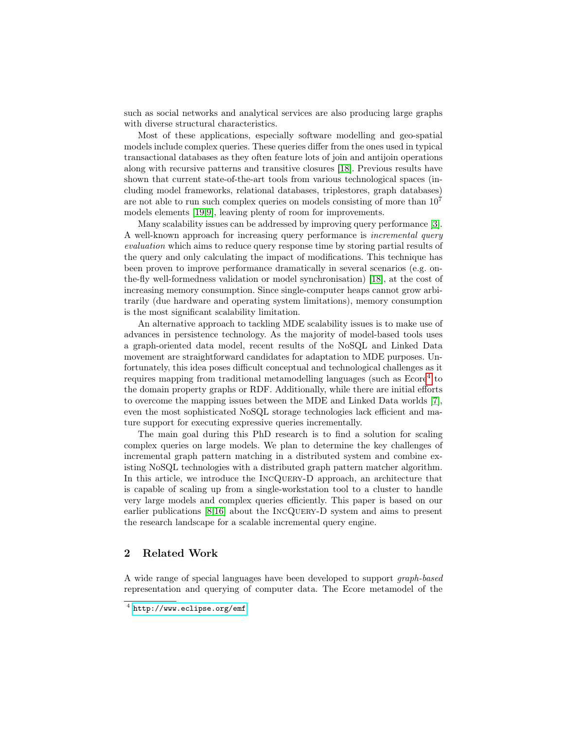such as social networks and analytical services are also producing large graphs with diverse structural characteristics.

Most of these applications, especially software modelling and geo-spatial models include complex queries. These queries differ from the ones used in typical transactional databases as they often feature lots of join and antijoin operations along with recursive patterns and transitive closures [18]. Previous results have shown that current state-of-the-art tools from various technological spaces (including model frameworks, relational databases, triplestores, graph databases) are not able to run such complex queries on models consisting of more than $10^7$ models elements [19,9], leaving plenty of room for improvements.

Many scalability issues can be addressed by improving query performance [3]. A well-known approach for increasing query performance is *incremental query evaluation* which aims to reduce query response time by storing partial results of the query and only calculating the impact of modifications. This technique has been proven to improve performance dramatically in several scenarios (e.g. on-the-fly well-formedness validation or model synchronisation) [18], at the cost of increasing memory consumption. Since single-computer heaps cannot grow arbitrarily (due hardware and operating system limitations), memory consumption is the most significant scalability limitation.

An alternative approach to tackling MDE scalability issues is to make use of advances in persistence technology. As the majority of model-based tools uses a graph-oriented data model, recent results of the NoSQL and Linked Data movement are straightforward candidates for adaptation to MDE purposes. Unfortunately, this idea poses difficult conceptual and technological challenges as it requires mapping from traditional metamodelling languages (such as Ecore[4] to the domain property graphs or RDF. Additionally, while there are initial efforts to overcome the mapping issues between the MDE and Linked Data worlds [7], even the most sophisticated NoSQL storage technologies lack efficient and mature support for executing expressive queries incrementally.

The main goal during this PhD research is to find a solution for scaling complex queries on large models. We plan to determine the key challenges of incremental graph pattern matching in a distributed system and combine existing NoSQL technologies with a distributed graph pattern matcher algorithm. In this article, we introduce the IncQuery-D approach, an architecture that is capable of scaling up from a single-workstation tool to a cluster to handle very large models and complex queries efficiently. This paper is based on our earlier publications [8,16] about the IncQuery-D system and aims to present the research landscape for a scalable incremental query engine.

## 2 Related Work

A wide range of special languages have been developed to support *graph-based* representation and querying of computer data. The Ecore metamodel of the

[4] http://www.eclipse.org/emf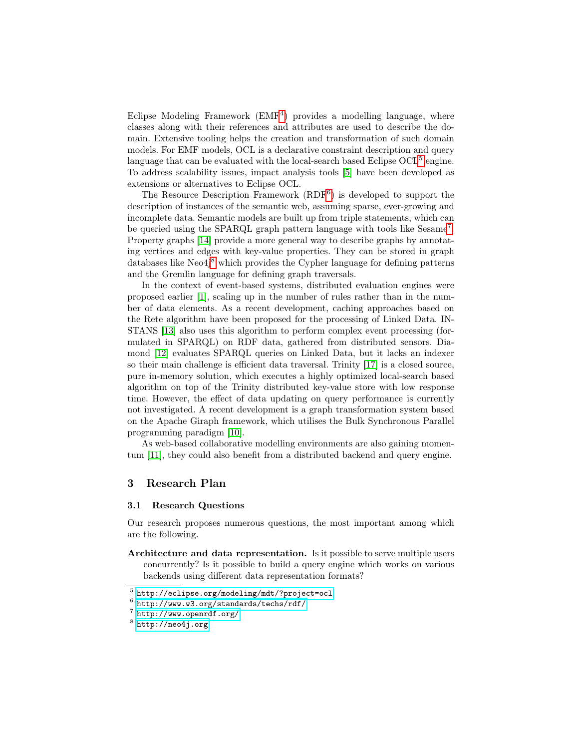Eclipse Modeling Framework (EMF[4]) provides a modelling language, where classes along with their references and attributes are used to describe the domain. Extensive tooling helps the creation and transformation of such domain models. For EMF models, OCL is a declarative constraint description and query language that can be evaluated with the local-search based Eclipse OCL[5] engine. To address scalability issues, impact analysis tools [5] have been developed as extensions or alternatives to Eclipse OCL.

The Resource Description Framework (RDF[6]) is developed to support the description of instances of the semantic web, assuming sparse, ever-growing and incomplete data. Semantic models are built up from triple statements, which can be queried using the SPARQL graph pattern language with tools like Sesame[7]. Property graphs [14] provide a more general way to describe graphs by annotating vertices and edges with key-value properties. They can be stored in graph databases like Neo4j[8] which provides the Cypher language for defining patterns and the Gremlin language for defining graph traversals.

In the context of event-based systems, distributed evaluation engines were proposed earlier [1], scaling up in the number of rules rather than in the number of data elements. As a recent development, caching approaches based on the Rete algorithm have been proposed for the processing of Linked Data. INSTANS [13] also uses this algorithm to perform complex event processing (formulated in SPARQL) on RDF data, gathered from distributed sensors. Diamond [12] evaluates SPARQL queries on Linked Data, but it lacks an indexer so their main challenge is efficient data traversal. Trinity [17] is a closed source, pure in-memory solution, which executes a highly optimized local-search based algorithm on top of the Trinity distributed key-value store with low response time. However, the effect of data updating on query performance is currently not investigated. A recent development is a graph transformation system based on the Apache Giraph framework, which utilises the Bulk Synchronous Parallel programming paradigm [10].

As web-based collaborative modelling environments are also gaining momentum [11], they could also benefit from a distributed backend and query engine.

## 3 Research Plan

### 3.1 Research Questions

Our research proposes numerous questions, the most important among which are the following.

**Architecture and data representation.** Is it possible to serve multiple users concurrently? Is it possible to build a query engine which works on various backends using different data representation formats?

[5] http://eclipse.org/modeling/mdt/?project=ocl
[6] http://www.w3.org/standards/techs/rdf/
[7] http://www.openrdf.org/
[8] http://neo4j.org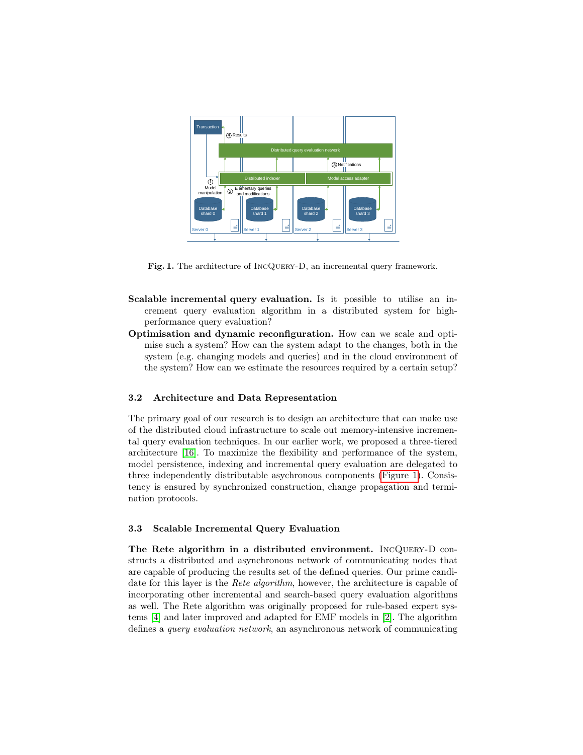**Fig. 1.** The architecture of IncQuery-D, an incremental query framework.

**Scalable incremental query evaluation.** Is it possible to utilise an increment query evaluation algorithm in a distributed system for high-performance query evaluation?

**Optimisation and dynamic reconfiguration.** How can we scale and optimise such a system? How can the system adapt to the changes, both in the system (e.g. changing models and queries) and in the cloud environment of the system? How can we estimate the resources required by a certain setup?

### 3.2 Architecture and Data Representation

The primary goal of our research is to design an architecture that can make use of the distributed cloud infrastructure to scale out memory-intensive incremental query evaluation techniques. In our earlier work, we proposed a three-tiered architecture [16]. To maximize the flexibility and performance of the system, model persistence, indexing and incremental query evaluation are delegated to three independently distributable asychronous components (Figure 1). Consistency is ensured by synchronized construction, change propagation and termination protocols.

### 3.3 Scalable Incremental Query Evaluation

**The Rete algorithm in a distributed environment.** IncQuery-D constructs a distributed and asynchronous network of communicating nodes that are capable of producing the results set of the defined queries. Our prime candidate for this layer is the *Rete algorithm*, however, the architecture is capable of incorporating other incremental and search-based query evaluation algorithms as well. The Rete algorithm was originally proposed for rule-based expert systems [4] and later improved and adapted for EMF models in [2]. The algorithm defines a *query evaluation network*, an asynchronous network of communicating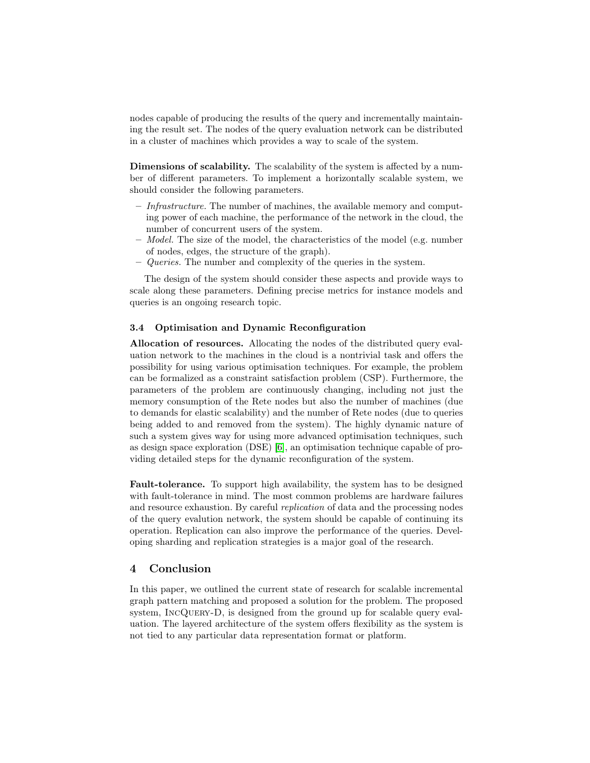nodes capable of producing the results of the query and incrementally maintaining the result set. The nodes of the query evaluation network can be distributed in a cluster of machines which provides a way to scale of the system.

**Dimensions of scalability.** The scalability of the system is affected by a number of different parameters. To implement a horizontally scalable system, we should consider the following parameters.

- *Infrastructure.* The number of machines, the available memory and computing power of each machine, the performance of the network in the cloud, the number of concurrent users of the system.
- *Model.* The size of the model, the characteristics of the model (e.g. number of nodes, edges, the structure of the graph).
- *Queries.* The number and complexity of the queries in the system.

The design of the system should consider these aspects and provide ways to scale along these parameters. Defining precise metrics for instance models and queries is an ongoing research topic.

### 3.4 Optimisation and Dynamic Reconfiguration

**Allocation of resources.** Allocating the nodes of the distributed query evaluation network to the machines in the cloud is a nontrivial task and offers the possibility for using various optimisation techniques. For example, the problem can be formalized as a constraint satisfaction problem (CSP). Furthermore, the parameters of the problem are continuously changing, including not just the memory consumption of the Rete nodes but also the number of machines (due to demands for elastic scalability) and the number of Rete nodes (due to queries being added to and removed from the system). The highly dynamic nature of such a system gives way for using more advanced optimisation techniques, such as design space exploration (DSE) [6], an optimisation technique capable of providing detailed steps for the dynamic reconfiguration of the system.

**Fault-tolerance.** To support high availability, the system has to be designed with fault-tolerance in mind. The most common problems are hardware failures and resource exhaustion. By careful *replication* of data and the processing nodes of the query evalution network, the system should be capable of continuing its operation. Replication can also improve the performance of the queries. Developing sharding and replication strategies is a major goal of the research.

## 4 Conclusion

In this paper, we outlined the current state of research for scalable incremental graph pattern matching and proposed a solution for the problem. The proposed system, IncQuery-D, is designed from the ground up for scalable query evaluation. The layered architecture of the system offers flexibility as the system is not tied to any particular data representation format or platform.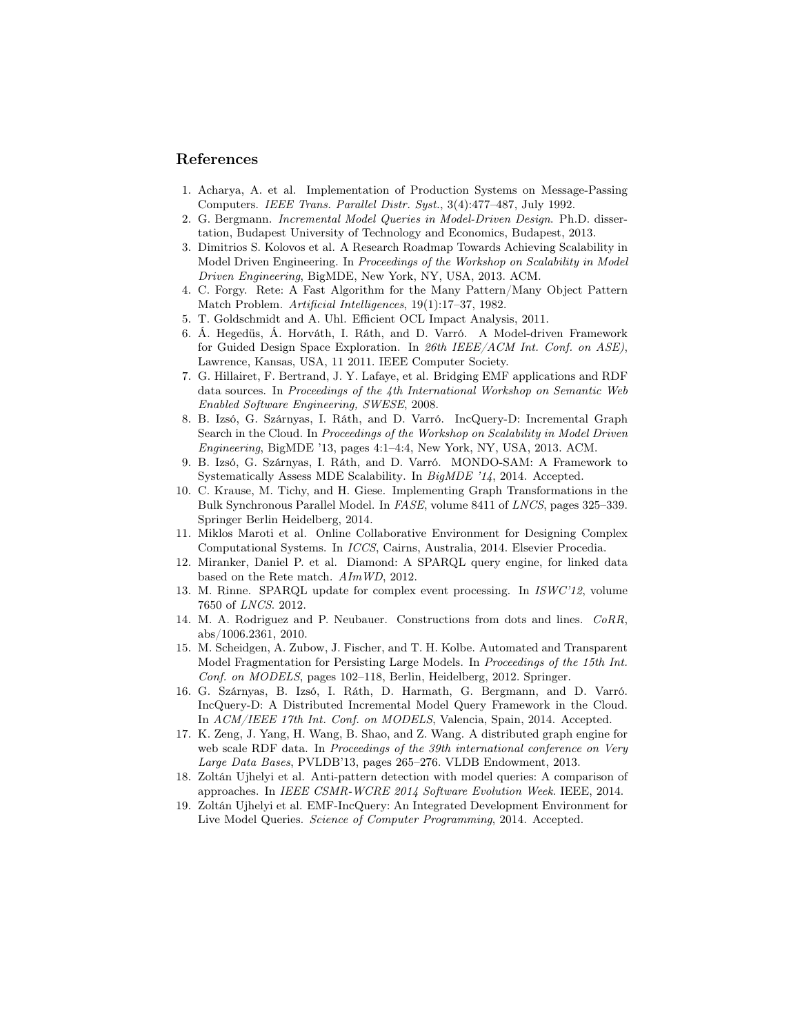## References

1. Acharya, A. et al. Implementation of Production Systems on Message-Passing Computers. *IEEE Trans. Parallel Distr. Syst.*, 3(4):477–487, July 1992.
2. G. Bergmann. *Incremental Model Queries in Model-Driven Design*. Ph.D. dissertation, Budapest University of Technology and Economics, Budapest, 2013.
3. Dimitrios S. Kolovos et al. A Research Roadmap Towards Achieving Scalability in Model Driven Engineering. In *Proceedings of the Workshop on Scalability in Model Driven Engineering*, BigMDE, New York, NY, USA, 2013. ACM.
4. C. Forgy. Rete: A Fast Algorithm for the Many Pattern/Many Object Pattern Match Problem. *Artificial Intelligences*, 19(1):17–37, 1982.
5. T. Goldschmidt and A. Uhl. Efficient OCL Impact Analysis, 2011.
6. Á. Hegedüs, Á. Horváth, I. Ráth, and D. Varró. A Model-driven Framework for Guided Design Space Exploration. In *26th IEEE/ACM Int. Conf. on ASE)*, Lawrence, Kansas, USA, 11 2011. IEEE Computer Society.
7. G. Hillairet, F. Bertrand, J. Y. Lafaye, et al. Bridging EMF applications and RDF data sources. In *Proceedings of the 4th International Workshop on Semantic Web Enabled Software Engineering, SWESE*, 2008.
8. B. Izsó, G. Szárnyas, I. Ráth, and D. Varró. IncQuery-D: Incremental Graph Search in the Cloud. In *Proceedings of the Workshop on Scalability in Model Driven Engineering*, BigMDE '13, pages 4:1–4:4, New York, NY, USA, 2013. ACM.
9. B. Izsó, G. Szárnyas, I. Ráth, and D. Varró. MONDO-SAM: A Framework to Systematically Assess MDE Scalability. In *BigMDE '14*, 2014. Accepted.
10. C. Krause, M. Tichy, and H. Giese. Implementing Graph Transformations in the Bulk Synchronous Parallel Model. In *FASE*, volume 8411 of *LNCS*, pages 325–339. Springer Berlin Heidelberg, 2014.
11. Miklos Maroti et al. Online Collaborative Environment for Designing Complex Computational Systems. In *ICCS*, Cairns, Australia, 2014. Elsevier Procedia.
12. Miranker, Daniel P. et al. Diamond: A SPARQL query engine, for linked data based on the Rete match. *AImWD*, 2012.
13. M. Rinne. SPARQL update for complex event processing. In *ISWC'12*, volume 7650 of *LNCS*. 2012.
14. M. A. Rodriguez and P. Neubauer. Constructions from dots and lines. *CoRR*, abs/1006.2361, 2010.
15. M. Scheidgen, A. Zubow, J. Fischer, and T. H. Kolbe. Automated and Transparent Model Fragmentation for Persisting Large Models. In *Proceedings of the 15th Int. Conf. on MODELS*, pages 102–118, Berlin, Heidelberg, 2012. Springer.
16. G. Szárnyas, B. Izsó, I. Ráth, D. Harmath, G. Bergmann, and D. Varró. IncQuery-D: A Distributed Incremental Model Query Framework in the Cloud. In *ACM/IEEE 17th Int. Conf. on MODELS*, Valencia, Spain, 2014. Accepted.
17. K. Zeng, J. Yang, H. Wang, B. Shao, and Z. Wang. A distributed graph engine for web scale RDF data. In *Proceedings of the 39th international conference on Very Large Data Bases*, PVLDB'13, pages 265–276. VLDB Endowment, 2013.
18. Zoltán Ujhelyi et al. Anti-pattern detection with model queries: A comparison of approaches. In *IEEE CSMR-WCRE 2014 Software Evolution Week*. IEEE, 2014.
19. Zoltán Ujhelyi et al. EMF-IncQuery: An Integrated Development Environment for Live Model Queries. *Science of Computer Programming*, 2014. Accepted.